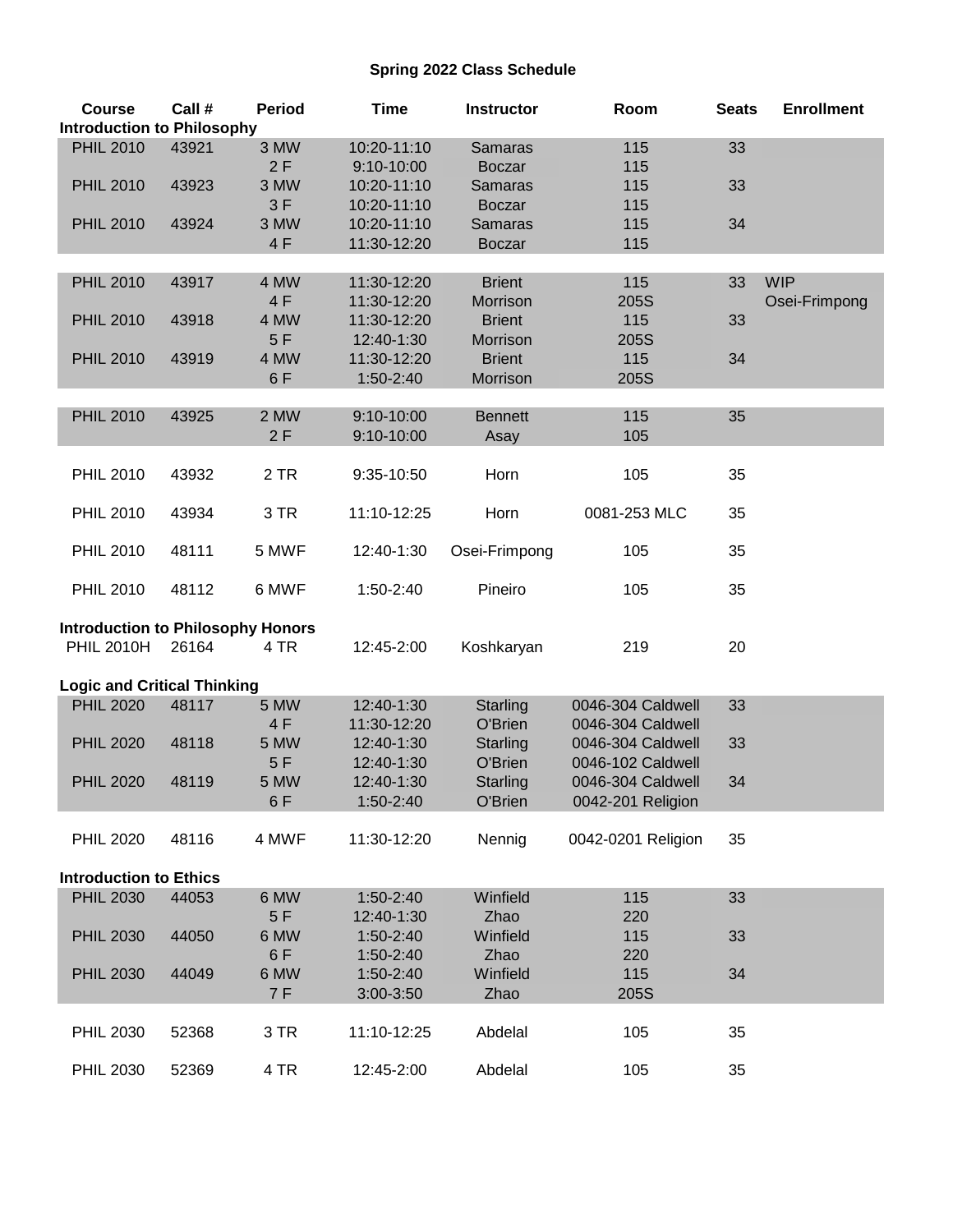# Spring 2022 Class Schedule

| Course | Call # | Period | Time | Instructor | Room | Seats | Enrollment |
|---|---|---|---|---|---|---|---|
| **Introduction to Philosophy** | | | | | | | |
| PHIL 2010 | 43921 | 3 MW | 10:20-11:10 | Samaras | 115 | 33 | |
| | | 2 F | 9:10-10:00 | Boczar | 115 | | |
| PHIL 2010 | 43923 | 3 MW | 10:20-11:10 | Samaras | 115 | 33 | |
| | | 3 F | 10:20-11:10 | Boczar | 115 | | |
| PHIL 2010 | 43924 | 3 MW | 10:20-11:10 | Samaras | 115 | 34 | |
| | | 4 F | 11:30-12:20 | Boczar | 115 | | |
| PHIL 2010 | 43917 | 4 MW | 11:30-12:20 | Brient | 115 | 33 | WIP |
| | | 4 F | 11:30-12:20 | Morrison | 205S | | Osei-Frimpong |
| PHIL 2010 | 43918 | 4 MW | 11:30-12:20 | Brient | 115 | 33 | |
| | | 5 F | 12:40-1:30 | Morrison | 205S | | |
| PHIL 2010 | 43919 | 4 MW | 11:30-12:20 | Brient | 115 | 34 | |
| | | 6 F | 1:50-2:40 | Morrison | 205S | | |
| PHIL 2010 | 43925 | 2 MW | 9:10-10:00 | Bennett | 115 | 35 | |
| | | 2 F | 9:10-10:00 | Asay | 105 | | |
| PHIL 2010 | 43932 | 2 TR | 9:35-10:50 | Horn | 105 | 35 | |
| PHIL 2010 | 43934 | 3 TR | 11:10-12:25 | Horn | 0081-253 MLC | 35 | |
| PHIL 2010 | 48111 | 5 MWF | 12:40-1:30 | Osei-Frimpong | 105 | 35 | |
| PHIL 2010 | 48112 | 6 MWF | 1:50-2:40 | Pineiro | 105 | 35 | |
| **Introduction to Philosophy Honors** | | | | | | | |
| PHIL 2010H | 26164 | 4 TR | 12:45-2:00 | Koshkaryan | 219 | 20 | |
| **Logic and Critical Thinking** | | | | | | | |
| PHIL 2020 | 48117 | 5 MW | 12:40-1:30 | Starling | 0046-304 Caldwell | 33 | |
| | | 4 F | 11:30-12:20 | O'Brien | 0046-304 Caldwell | | |
| PHIL 2020 | 48118 | 5 MW | 12:40-1:30 | Starling | 0046-304 Caldwell | 33 | |
| | | 5 F | 12:40-1:30 | O'Brien | 0046-102 Caldwell | | |
| PHIL 2020 | 48119 | 5 MW | 12:40-1:30 | Starling | 0046-304 Caldwell | 34 | |
| | | 6 F | 1:50-2:40 | O'Brien | 0042-201 Religion | | |
| PHIL 2020 | 48116 | 4 MWF | 11:30-12:20 | Nennig | 0042-0201 Religion | 35 | |
| **Introduction to Ethics** | | | | | | | |
| PHIL 2030 | 44053 | 6 MW | 1:50-2:40 | Winfield | 115 | 33 | |
| | | 5 F | 12:40-1:30 | Zhao | 220 | | |
| PHIL 2030 | 44050 | 6 MW | 1:50-2:40 | Winfield | 115 | 33 | |
| | | 6 F | 1:50-2:40 | Zhao | 220 | | |
| PHIL 2030 | 44049 | 6 MW | 1:50-2:40 | Winfield | 115 | 34 | |
| | | 7 F | 3:00-3:50 | Zhao | 205S | | |
| PHIL 2030 | 52368 | 3 TR | 11:10-12:25 | Abdelal | 105 | 35 | |
| PHIL 2030 | 52369 | 4 TR | 12:45-2:00 | Abdelal | 105 | 35 | |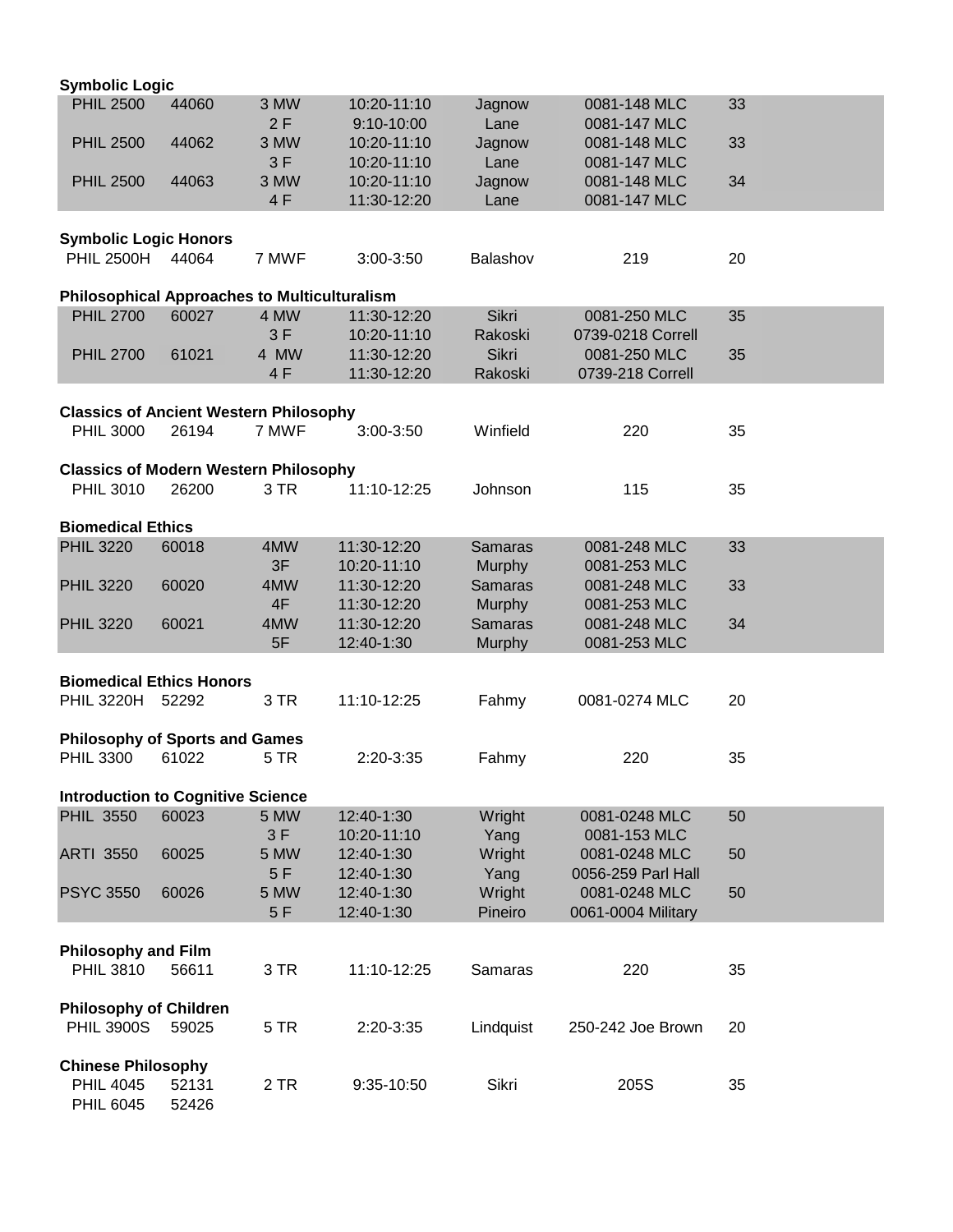**Symbolic Logic**

| | | | | | | |
|---|---|---|---|---|---|---|
| PHIL 2500 | 44060 | 3 MW | 10:20-11:10 | Jagnow | 0081-148 MLC | 33 |
| | | 2 F | 9:10-10:00 | Lane | 0081-147 MLC | |
| PHIL 2500 | 44062 | 3 MW | 10:20-11:10 | Jagnow | 0081-148 MLC | 33 |
| | | 3 F | 10:20-11:10 | Lane | 0081-147 MLC | |
| PHIL 2500 | 44063 | 3 MW | 10:20-11:10 | Jagnow | 0081-148 MLC | 34 |
| | | 4 F | 11:30-12:20 | Lane | 0081-147 MLC | |

**Symbolic Logic Honors**

| | | | | | | |
|---|---|---|---|---|---|---|
| PHIL 2500H | 44064 | 7 MWF | 3:00-3:50 | Balashov | 219 | 20 |

**Philosophical Approaches to Multiculturalism**

| | | | | | | |
|---|---|---|---|---|---|---|
| PHIL 2700 | 60027 | 4 MW | 11:30-12:20 | Sikri | 0081-250 MLC | 35 |
| | | 3 F | 10:20-11:10 | Rakoski | 0739-0218 Correll | |
| PHIL 2700 | 61021 | 4 MW | 11:30-12:20 | Sikri | 0081-250 MLC | 35 |
| | | 4 F | 11:30-12:20 | Rakoski | 0739-218 Correll | |

**Classics of Ancient Western Philosophy**

| | | | | | | |
|---|---|---|---|---|---|---|
| PHIL 3000 | 26194 | 7 MWF | 3:00-3:50 | Winfield | 220 | 35 |

**Classics of Modern Western Philosophy**

| | | | | | | |
|---|---|---|---|---|---|---|
| PHIL 3010 | 26200 | 3 TR | 11:10-12:25 | Johnson | 115 | 35 |

**Biomedical Ethics**

| | | | | | | |
|---|---|---|---|---|---|---|
| PHIL 3220 | 60018 | 4MW | 11:30-12:20 | Samaras | 0081-248 MLC | 33 |
| | | 3F | 10:20-11:10 | Murphy | 0081-253 MLC | |
| PHIL 3220 | 60020 | 4MW | 11:30-12:20 | Samaras | 0081-248 MLC | 33 |
| | | 4F | 11:30-12:20 | Murphy | 0081-253 MLC | |
| PHIL 3220 | 60021 | 4MW | 11:30-12:20 | Samaras | 0081-248 MLC | 34 |
| | | 5F | 12:40-1:30 | Murphy | 0081-253 MLC | |

**Biomedical Ethics Honors**

| | | | | | | |
|---|---|---|---|---|---|---|
| PHIL 3220H | 52292 | 3 TR | 11:10-12:25 | Fahmy | 0081-0274 MLC | 20 |

**Philosophy of Sports and Games**

| | | | | | | |
|---|---|---|---|---|---|---|
| PHIL 3300 | 61022 | 5 TR | 2:20-3:35 | Fahmy | 220 | 35 |

**Introduction to Cognitive Science**

| | | | | | | |
|---|---|---|---|---|---|---|
| PHIL 3550 | 60023 | 5 MW | 12:40-1:30 | Wright | 0081-0248 MLC | 50 |
| | | 3 F | 10:20-11:10 | Yang | 0081-153 MLC | |
| ARTI 3550 | 60025 | 5 MW | 12:40-1:30 | Wright | 0081-0248 MLC | 50 |
| | | 5 F | 12:40-1:30 | Yang | 0056-259 Parl Hall | |
| PSYC 3550 | 60026 | 5 MW | 12:40-1:30 | Wright | 0081-0248 MLC | 50 |
| | | 5 F | 12:40-1:30 | Pineiro | 0061-0004 Military | |

**Philosophy and Film**

| | | | | | | |
|---|---|---|---|---|---|---|
| PHIL 3810 | 56611 | 3 TR | 11:10-12:25 | Samaras | 220 | 35 |

**Philosophy of Children**

| | | | | | | |
|---|---|---|---|---|---|---|
| PHIL 3900S | 59025 | 5 TR | 2:20-3:35 | Lindquist | 250-242 Joe Brown | 20 |

**Chinese Philosophy**

| | | | | | | |
|---|---|---|---|---|---|---|
| PHIL 4045 | 52131 | 2 TR | 9:35-10:50 | Sikri | 205S | 35 |
| PHIL 6045 | 52426 | | | | | |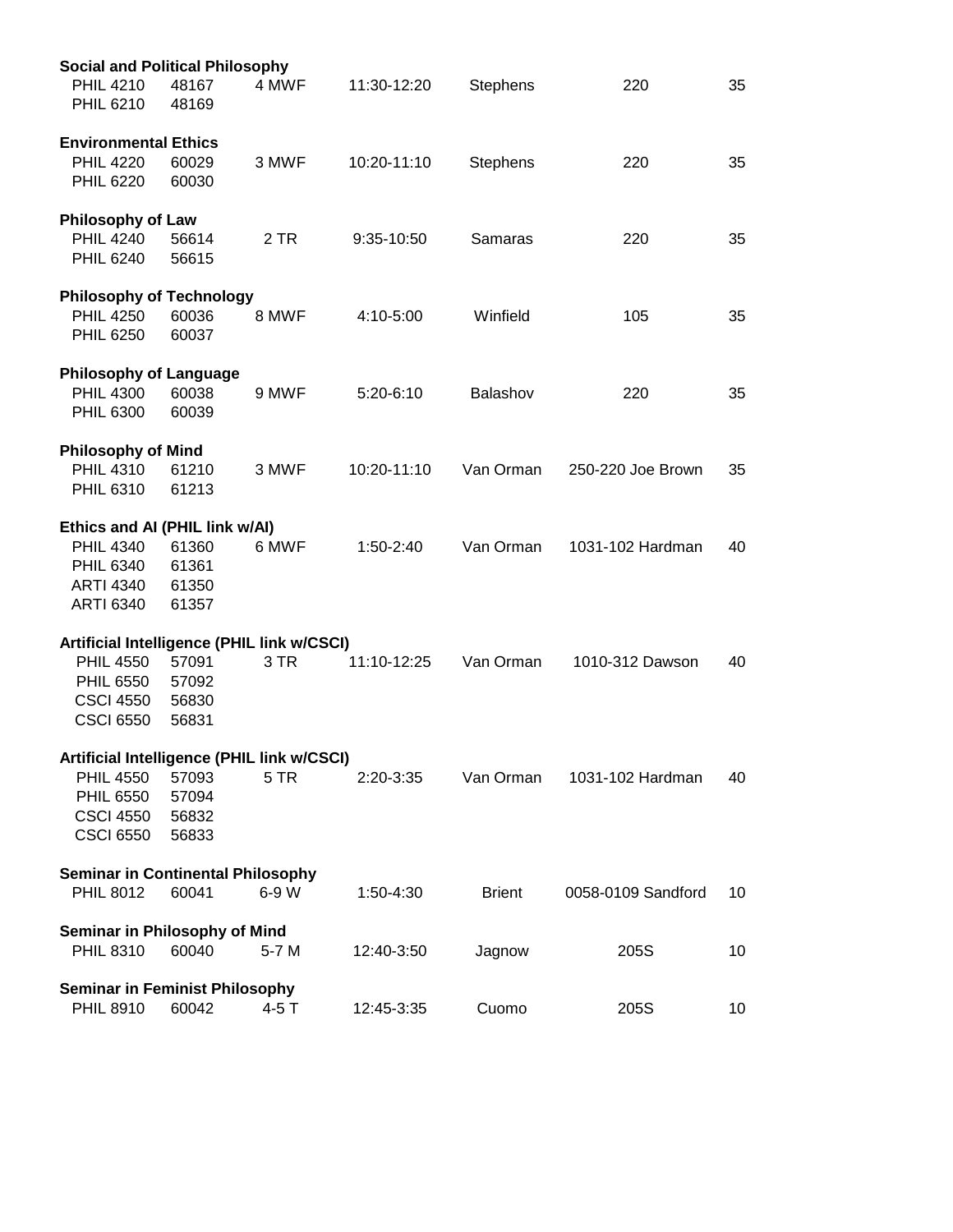| | | | | | | |
|---|---|---|---|---|---|---|
| **Social and Political Philosophy** | | | | | | |
| PHIL 4210 | 48167 | 4 MWF | 11:30-12:20 | Stephens | 220 | 35 |
| PHIL 6210 | 48169 | | | | | |
| **Environmental Ethics** | | | | | | |
| PHIL 4220 | 60029 | 3 MWF | 10:20-11:10 | Stephens | 220 | 35 |
| PHIL 6220 | 60030 | | | | | |
| **Philosophy of Law** | | | | | | |
| PHIL 4240 | 56614 | 2 TR | 9:35-10:50 | Samaras | 220 | 35 |
| PHIL 6240 | 56615 | | | | | |
| **Philosophy of Technology** | | | | | | |
| PHIL 4250 | 60036 | 8 MWF | 4:10-5:00 | Winfield | 105 | 35 |
| PHIL 6250 | 60037 | | | | | |
| **Philosophy of Language** | | | | | | |
| PHIL 4300 | 60038 | 9 MWF | 5:20-6:10 | Balashov | 220 | 35 |
| PHIL 6300 | 60039 | | | | | |
| **Philosophy of Mind** | | | | | | |
| PHIL 4310 | 61210 | 3 MWF | 10:20-11:10 | Van Orman | 250-220 Joe Brown | 35 |
| PHIL 6310 | 61213 | | | | | |
| **Ethics and AI (PHIL link w/AI)** | | | | | | |
| PHIL 4340 | 61360 | 6 MWF | 1:50-2:40 | Van Orman | 1031-102 Hardman | 40 |
| PHIL 6340 | 61361 | | | | | |
| ARTI 4340 | 61350 | | | | | |
| ARTI 6340 | 61357 | | | | | |
| **Artificial Intelligence (PHIL link w/CSCI)** | | | | | | |
| PHIL 4550 | 57091 | 3 TR | 11:10-12:25 | Van Orman | 1010-312 Dawson | 40 |
| PHIL 6550 | 57092 | | | | | |
| CSCI 4550 | 56830 | | | | | |
| CSCI 6550 | 56831 | | | | | |
| **Artificial Intelligence (PHIL link w/CSCI)** | | | | | | |
| PHIL 4550 | 57093 | 5 TR | 2:20-3:35 | Van Orman | 1031-102 Hardman | 40 |
| PHIL 6550 | 57094 | | | | | |
| CSCI 4550 | 56832 | | | | | |
| CSCI 6550 | 56833 | | | | | |
| **Seminar in Continental Philosophy** | | | | | | |
| PHIL 8012 | 60041 | 6-9 W | 1:50-4:30 | Brient | 0058-0109 Sandford | 10 |
| **Seminar in Philosophy of Mind** | | | | | | |
| PHIL 8310 | 60040 | 5-7 M | 12:40-3:50 | Jagnow | 205S | 10 |
| **Seminar in Feminist Philosophy** | | | | | | |
| PHIL 8910 | 60042 | 4-5 T | 12:45-3:35 | Cuomo | 205S | 10 |